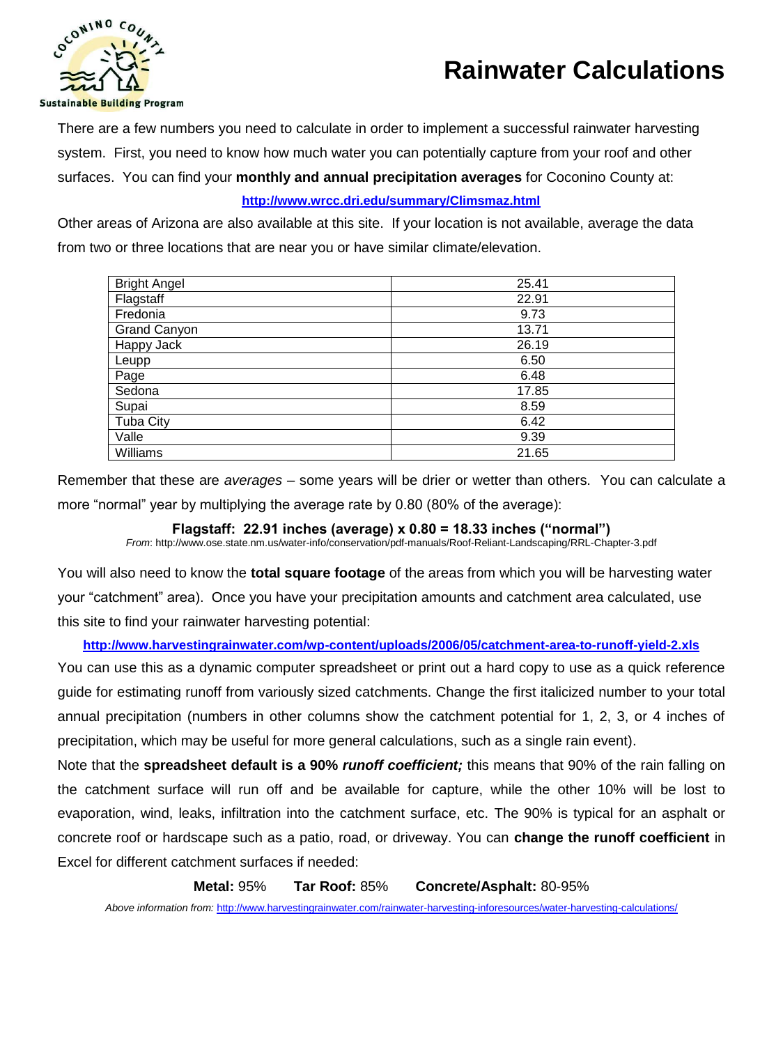Coconino County Sustainable Building Program

# Rainwater Calculations

There are a few numbers you need to calculate in order to implement a successful rainwater harvesting system. First, you need to know how much water you can potentially capture from your roof and other surfaces. You can find your **monthly and annual precipitation averages** for Coconino County at:

**http://www.wrcc.dri.edu/summary/Climsmaz.html**

Other areas of Arizona are also available at this site. If your location is not available, average the data from two or three locations that are near you or have similar climate/elevation.

| | |
|---|---|
| Bright Angel | 25.41 |
| Flagstaff | 22.91 |
| Fredonia | 9.73 |
| Grand Canyon | 13.71 |
| Happy Jack | 26.19 |
| Leupp | 6.50 |
| Page | 6.48 |
| Sedona | 17.85 |
| Supai | 8.59 |
| Tuba City | 6.42 |
| Valle | 9.39 |
| Williams | 21.65 |

Remember that these are *averages* – some years will be drier or wetter than others. You can calculate a more "normal" year by multiplying the average rate by 0.80 (80% of the average):

**Flagstaff: 22.91 inches (average) x 0.80 = 18.33 inches ("normal")**

*From*: http://www.ose.state.nm.us/water-info/conservation/pdf-manuals/Roof-Reliant-Landscaping/RRL-Chapter-3.pdf

You will also need to know the **total square footage** of the areas from which you will be harvesting water your "catchment" area). Once you have your precipitation amounts and catchment area calculated, use this site to find your rainwater harvesting potential:

**http://www.harvestingrainwater.com/wp-content/uploads/2006/05/catchment-area-to-runoff-yield-2.xls**

You can use this as a dynamic computer spreadsheet or print out a hard copy to use as a quick reference guide for estimating runoff from variously sized catchments. Change the first italicized number to your total annual precipitation (numbers in other columns show the catchment potential for 1, 2, 3, or 4 inches of precipitation, which may be useful for more general calculations, such as a single rain event).

Note that the **spreadsheet default is a 90%** ***runoff coefficient;*** this means that 90% of the rain falling on the catchment surface will run off and be available for capture, while the other 10% will be lost to evaporation, wind, leaks, infiltration into the catchment surface, etc. The 90% is typical for an asphalt or concrete roof or hardscape such as a patio, road, or driveway. You can **change the runoff coefficient** in Excel for different catchment surfaces if needed:

**Metal:** 95% **Tar Roof:** 85% **Concrete/Asphalt:** 80-95%

*Above information from:* http://www.harvestingrainwater.com/rainwater-harvesting-inforesources/water-harvesting-calculations/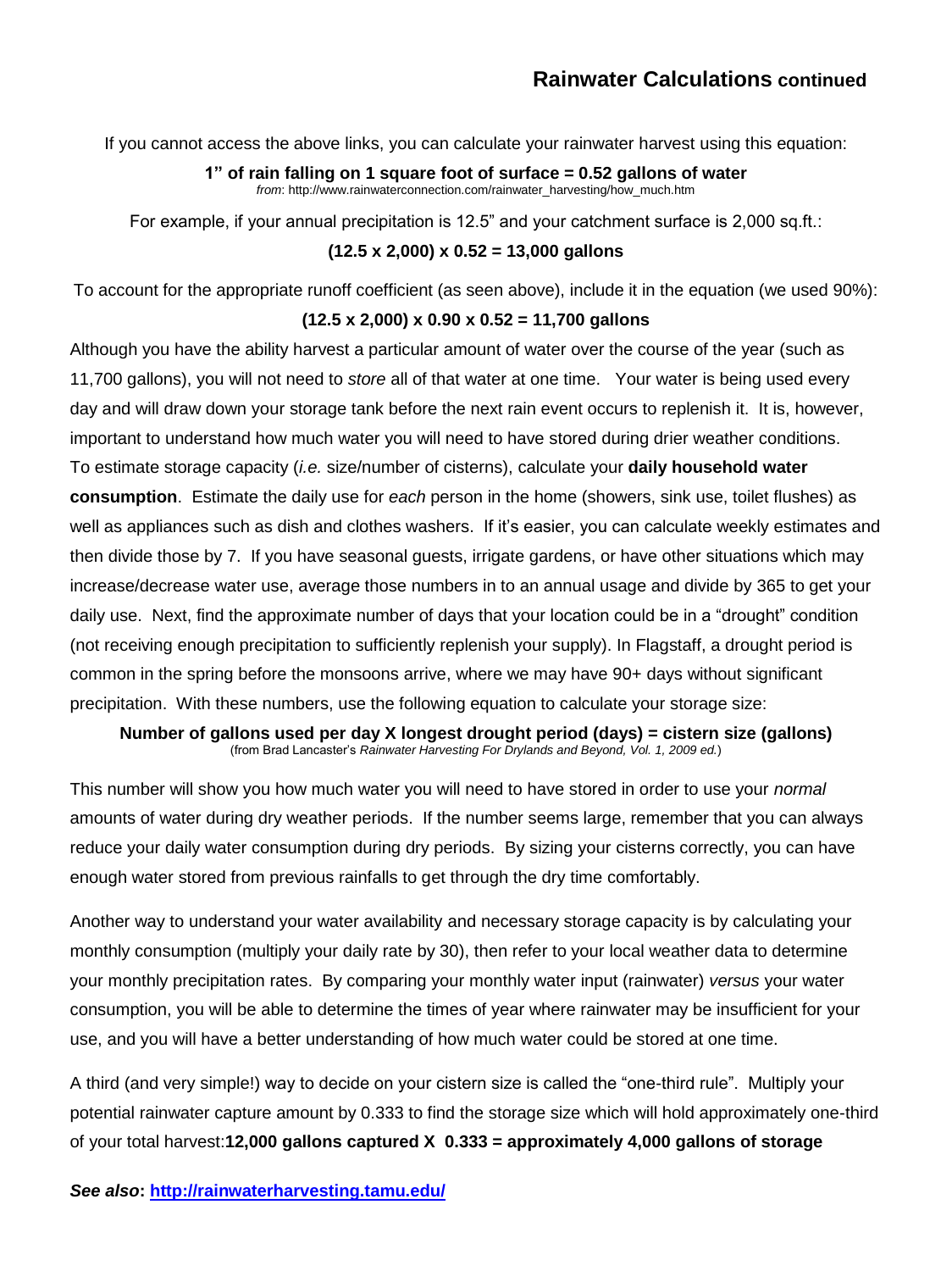## Rainwater Calculations continued

If you cannot access the above links, you can calculate your rainwater harvest using this equation:

**1" of rain falling on 1 square foot of surface = 0.52 gallons of water**

*from*: http://www.rainwaterconnection.com/rainwater_harvesting/how_much.htm

For example, if your annual precipitation is 12.5" and your catchment surface is 2,000 sq.ft.:

**(12.5 x 2,000) x 0.52 = 13,000 gallons**

To account for the appropriate runoff coefficient (as seen above), include it in the equation (we used 90%):

**(12.5 x 2,000) x 0.90 x 0.52 = 11,700 gallons**

Although you have the ability harvest a particular amount of water over the course of the year (such as 11,700 gallons), you will not need to *store* all of that water at one time. Your water is being used every day and will draw down your storage tank before the next rain event occurs to replenish it. It is, however, important to understand how much water you will need to have stored during drier weather conditions. To estimate storage capacity (*i.e.* size/number of cisterns), calculate your **daily household water consumption**. Estimate the daily use for *each* person in the home (showers, sink use, toilet flushes) as well as appliances such as dish and clothes washers. If it's easier, you can calculate weekly estimates and then divide those by 7. If you have seasonal guests, irrigate gardens, or have other situations which may increase/decrease water use, average those numbers in to an annual usage and divide by 365 to get your daily use. Next, find the approximate number of days that your location could be in a "drought" condition (not receiving enough precipitation to sufficiently replenish your supply). In Flagstaff, a drought period is common in the spring before the monsoons arrive, where we may have 90+ days without significant precipitation. With these numbers, use the following equation to calculate your storage size:

**Number of gallons used per day X longest drought period (days) = cistern size (gallons)**

(from Brad Lancaster's *Rainwater Harvesting For Drylands and Beyond, Vol. 1, 2009 ed.*)

This number will show you how much water you will need to have stored in order to use your *normal* amounts of water during dry weather periods. If the number seems large, remember that you can always reduce your daily water consumption during dry periods. By sizing your cisterns correctly, you can have enough water stored from previous rainfalls to get through the dry time comfortably.

Another way to understand your water availability and necessary storage capacity is by calculating your monthly consumption (multiply your daily rate by 30), then refer to your local weather data to determine your monthly precipitation rates. By comparing your monthly water input (rainwater) *versus* your water consumption, you will be able to determine the times of year where rainwater may be insufficient for your use, and you will have a better understanding of how much water could be stored at one time.

A third (and very simple!) way to decide on your cistern size is called the "one-third rule". Multiply your potential rainwater capture amount by 0.333 to find the storage size which will hold approximately one-third of your total harvest:**12,000 gallons captured X 0.333 = approximately 4,000 gallons of storage**

***See also*: http://rainwaterharvesting.tamu.edu/**